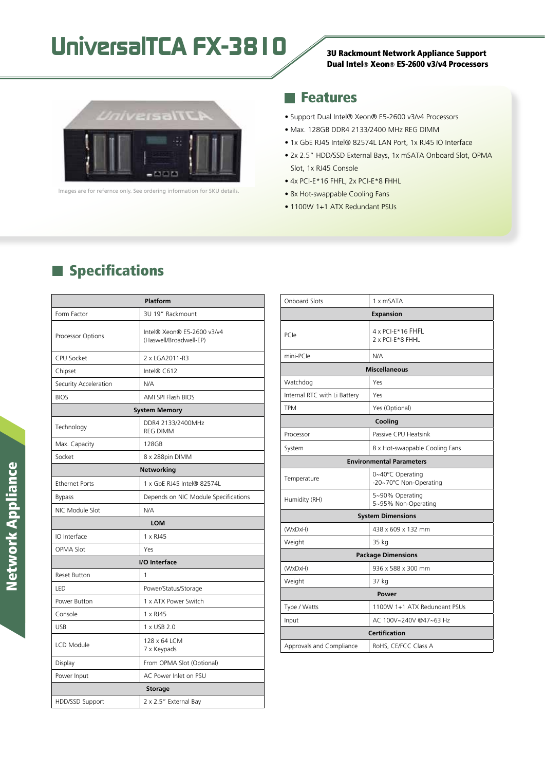# UniversalTCA FX-3810

**3U Rackmount Network Appliance Support Dual Intel® Xeon® E5-2600 v3/v4 Processors**

Images are for refernce only. See ordering information for SKU details.

## Features

- Support Dual Intel® Xeon® E5-2600 v3/v4 Processors
- Max. 128GB DDR4 2133/2400 MHz REG DIMM
- 1x GbE RJ45 Intel® 82574L LAN Port, 1x RJ45 IO Interface
- 2x 2.5" HDD/SSD External Bays, 1x mSATA Onboard Slot, OPMA Slot, 1x RJ45 Console
- 4x PCI-E*16 FHFL, 2x PCI-E*8 FHHL
- 8x Hot-swappable Cooling Fans
- 1100W 1+1 ATX Redundant PSUs

## Specifications

| Platform | |
|---|---|
| Form Factor | 3U 19" Rackmount |
| Processor Options | Intel® Xeon® E5-2600 v3/v4 (Haswell/Broadwell-EP) |
| CPU Socket | 2 x LGA2011-R3 |
| Chipset | Intel® C612 |
| Security Acceleration | N/A |
| BIOS | AMI SPI Flash BIOS |
| **System Memory** | |
| Technology | DDR4 2133/2400MHz REG DIMM |
| Max. Capacity | 128GB |
| Socket | 8 x 288pin DIMM |
| **Networking** | |
| Ethernet Ports | 1 x GbE RJ45 Intel® 82574L |
| Bypass | Depends on NIC Module Specifications |
| NIC Module Slot | N/A |
| **LOM** | |
| IO Interface | 1 x RJ45 |
| OPMA Slot | Yes |
| **I/O Interface** | |
| Reset Button | 1 |
| LED | Power/Status/Storage |
| Power Button | 1 x ATX Power Switch |
| Console | 1 x RJ45 |
| USB | 1 x USB 2.0 |
| LCD Module | 128 x 64 LCM 7 x Keypads |
| Display | From OPMA Slot (Optional) |
| Power Input | AC Power Inlet on PSU |
| **Storage** | |
| HDD/SSD Support | 2 x 2.5" External Bay |
| Onboard Slots | 1 x mSATA |
| **Expansion** | |
| PCIe | 4 x PCI-E*16 FHFL 2 x PCI-E*8 FHHL |
| mini-PCIe | N/A |
| **Miscellaneous** | |
| Watchdog | Yes |
| Internal RTC with Li Battery | Yes |
| TPM | Yes (Optional) |
| **Cooling** | |
| Processor | Passive CPU Heatsink |
| System | 8 x Hot-swappable Cooling Fans |
| **Environmental Parameters** | |
| Temperature | 0~40°C Operating -20~70°C Non-Operating |
| Humidity (RH) | 5~90% Operating 5~95% Non-Operating |
| **System Dimensions** | |
| (WxDxH) | 438 x 609 x 132 mm |
| Weight | 35 kg |
| **Package Dimensions** | |
| (WxDxH) | 936 x 588 x 300 mm |
| Weight | 37 kg |
| **Power** | |
| Type / Watts | 1100W 1+1 ATX Redundant PSUs |
| Input | AC 100V~240V @47~63 Hz |
| **Certification** | |
| Approvals and Compliance | RoHS, CE/FCC Class A |

Network Appliance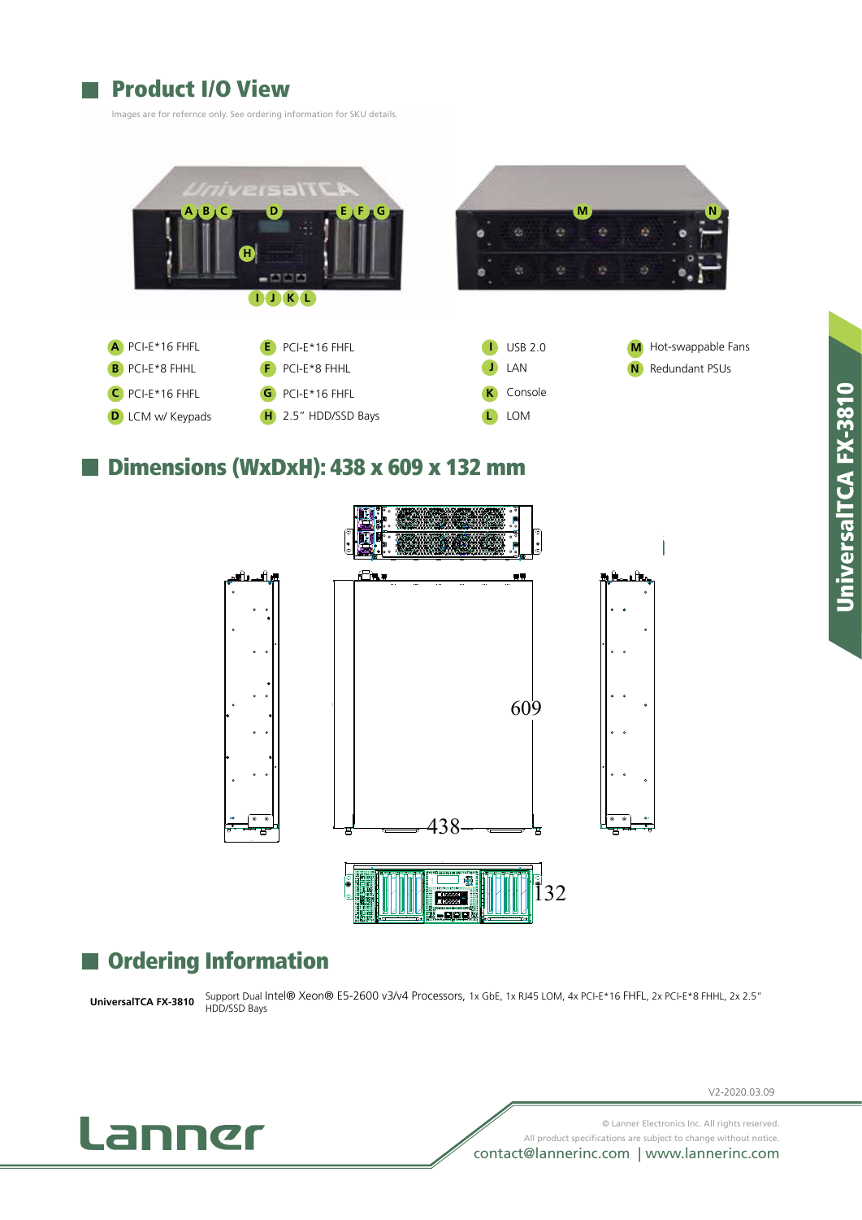## Product I/O View

Images are for refernce only. See ordering information for SKU details.

| | | | |
|---|---|---|---|
| A PCI-E*16 FHFL | E PCI-E*16 FHFL | I USB 2.0 | M Hot-swappable Fans |
| B PCI-E*8 FHHL | F PCI-E*8 FHHL | J LAN | N Redundant PSUs |
| C PCI-E*16 FHFL | G PCI-E*16 FHFL | K Console | |
| D LCM w/ Keypads | H 2.5" HDD/SSD Bays | L LOM | |

## Dimensions (WxDxH): 438 x 609 x 132 mm

609

438

132

## Ordering Information

| | |
|---|---|
| **UniversalTCA FX-3810** | Support Dual Intel® Xeon® E5-2600 v3/v4 Processors, 1x GbE, 1x RJ45 LOM, 4x PCI-E*16 FHFL, 2x PCI-E*8 FHHL, 2x 2.5" HDD/SSD Bays |

V2-2020.03.09

© Lanner Electronics Inc. All rights reserved.
All product specifications are subject to change without notice.
contact@lannerinc.com | www.lannerinc.com